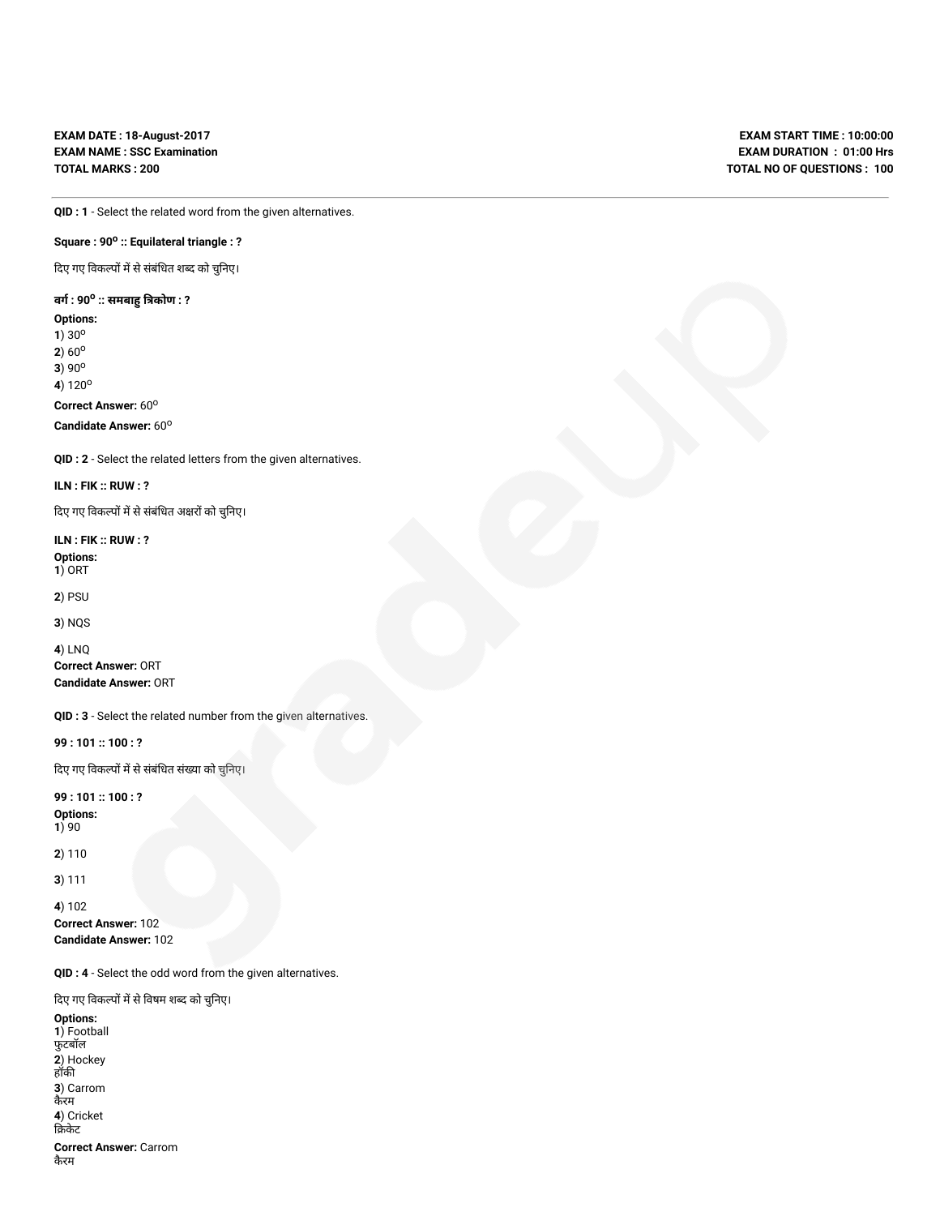**EXAM DATE : 18-August-2017**
**EXAM NAME : SSC Examination**
**TOTAL MARKS : 200**

**EXAM START TIME : 10:00:00**
**EXAM DURATION : 01:00 Hrs**
**TOTAL NO OF QUESTIONS : 100**

---

**QID : 1** - Select the related word from the given alternatives.

**Square : $90^o$ :: Equilateral triangle : ?**

दिए गए विकल्पों में से संबंधित शब्द को चुनिए।

**वर्ग : $90^o$ :: समबाहु त्रिकोण : ?**

**Options:**
**1**) $30^o$
**2**) $60^o$
**3**) $90^o$
**4**) $120^o$

**Correct Answer:** $60^o$

**Candidate Answer:** $60^o$

**QID : 2** - Select the related letters from the given alternatives.

**ILN : FIK :: RUW : ?**

दिए गए विकल्पों में से संबंधित अक्षरों को चुनिए।

**ILN : FIK :: RUW : ?**

**Options:**
**1**) ORT

**2**) PSU

**3**) NQS

**4**) LNQ

**Correct Answer:** ORT
**Candidate Answer:** ORT

**QID : 3** - Select the related number from the given alternatives.

**99 : 101 :: 100 : ?**

दिए गए विकल्पों में से संबंधित संख्या को चुनिए।

**99 : 101 :: 100 : ?**

**Options:**
**1**) 90

**2**) 110

**3**) 111

**4**) 102
**Correct Answer:** 102
**Candidate Answer:** 102

**QID : 4** - Select the odd word from the given alternatives.

दिए गए विकल्पों में से विषम शब्द को चुनिए।

**Options:**
**1**) Football
फुटबॉल
**2**) Hockey
हॉकी
**3**) Carrom
कैरम
**4**) Cricket
क्रिकेट

**Correct Answer:** Carrom
कैरम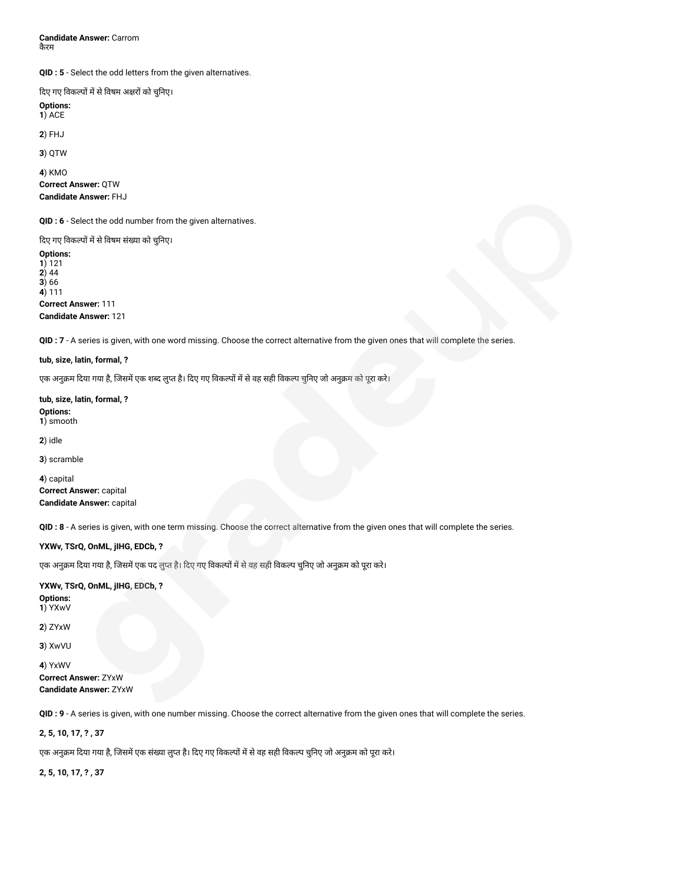**Candidate Answer:** Carrom
कैरम

**QID : 5** - Select the odd letters from the given alternatives.

दिए गए विकल्पों में से विषम अक्षरों को चुनिए।

**Options:**
**1**) ACE

**2**) FHJ

**3**) QTW

**4**) KMO
**Correct Answer:** QTW
**Candidate Answer:** FHJ

**QID : 6** - Select the odd number from the given alternatives.

दिए गए विकल्पों में से विषम संख्या को चुनिए।

**Options:**
**1**) 121
**2**) 44
**3**) 66
**4**) 111
**Correct Answer:** 111
**Candidate Answer:** 121

**QID : 7** - A series is given, with one word missing. Choose the correct alternative from the given ones that will complete the series.

**tub, size, latin, formal, ?**

एक अनुक्रम दिया गया है, जिसमें एक शब्द लुप्त है। दिए गए विकल्पों में से वह सही विकल्प चुनिए जो अनुक्रम को पूरा करे।

**tub, size, latin, formal, ?**
**Options:**
**1**) smooth

**2**) idle

**3**) scramble

**4**) capital
**Correct Answer:** capital
**Candidate Answer:** capital

**QID : 8** - A series is given, with one term missing. Choose the correct alternative from the given ones that will complete the series.

**YXWv, TSrQ, OnML, jIHG, EDCb, ?**

एक अनुक्रम दिया गया है, जिसमें एक पद लुप्त है। दिए गए विकल्पों में से वह सही विकल्प चुनिए जो अनुक्रम को पूरा करे।

**YXWv, TSrQ, OnML, jIHG, EDCb, ?**
**Options:**
**1**) YXwV

**2**) ZYxW

**3**) XwVU

**4**) YxWV
**Correct Answer:** ZYxW
**Candidate Answer:** ZYxW

**QID : 9** - A series is given, with one number missing. Choose the correct alternative from the given ones that will complete the series.

**2, 5, 10, 17, ? , 37**

एक अनुक्रम दिया गया है, जिसमें एक संख्या लुप्त है। दिए गए विकल्पों में से वह सही विकल्प चुनिए जो अनुक्रम को पूरा करे।

**2, 5, 10, 17, ? , 37**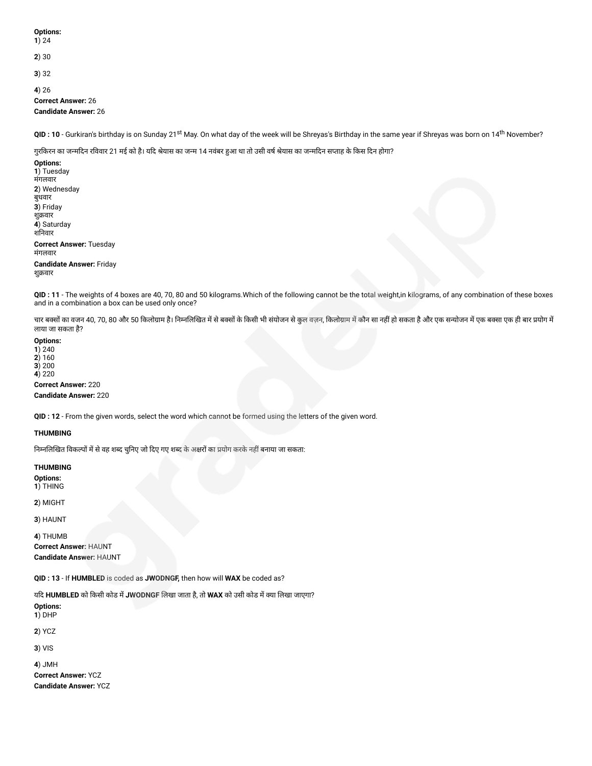**Options:**
**1**) 24

**2**) 30

**3**) 32

**4**) 26

**Correct Answer:** 26

**Candidate Answer:** 26

**QID : 10** - Gurkiran's birthday is on Sunday 21st May. On what day of the week will be Shreyas's Birthday in the same year if Shreyas was born on 14th November?

गुरकिरन का जन्मदिन रविवार 21 मई को है। यदि श्रेयास का जन्म 14 नवंबर हुआ था तो उसी वर्ष श्रेयास का जन्मदिन सप्ताह के किस दिन होगा?

**Options:**
**1**) Tuesday
मंगलवार
**2**) Wednesday
बुधवार
**3**) Friday
शुक्रवार
**4**) Saturday
शनिवार

**Correct Answer:** Tuesday
मंगलवार

**Candidate Answer:** Friday
शुक्रवार

**QID : 11** - The weights of 4 boxes are 40, 70, 80 and 50 kilograms.Which of the following cannot be the total weight,in kilograms, of any combination of these boxes and in a combination a box can be used only once?

चार बक्सों का वजन 40, 70, 80 और 50 किलोग्राम है। निम्नलिखित में से बक्सों के किसी भी संयोजन से कुल वज़न, किलोग्राम में कौन सा नहीं हो सकता है और एक सन्योजन में एक बक्सा एक ही बार प्रयोग में लाया जा सकता है?

**Options:**
**1**) 240
**2**) 160
**3**) 200
**4**) 220

**Correct Answer:** 220

**Candidate Answer:** 220

**QID : 12** - From the given words, select the word which cannot be formed using the letters of the given word.

**THUMBING**

निम्नलिखित विकल्पों में से वह शब्द चुनिए जो दिए गए शब्द के अक्षरों का प्रयोग करके नहीं बनाया जा सकता:

**THUMBING**

**Options:**
**1**) THING

**2**) MIGHT

**3**) HAUNT

**4**) THUMB

**Correct Answer:** HAUNT

**Candidate Answer:** HAUNT

**QID : 13** - If **HUMBLED** is coded as **JWODNGF,** then how will **WAX** be coded as?

यदि **HUMBLED** को किसी कोड में **JWODNGF** लिखा जाता है, तो **WAX** को उसी कोड में क्या लिखा जाएगा?

**Options:**
**1**) DHP

**2**) YCZ

**3**) VIS

**4**) JMH

**Correct Answer:** YCZ

**Candidate Answer:** YCZ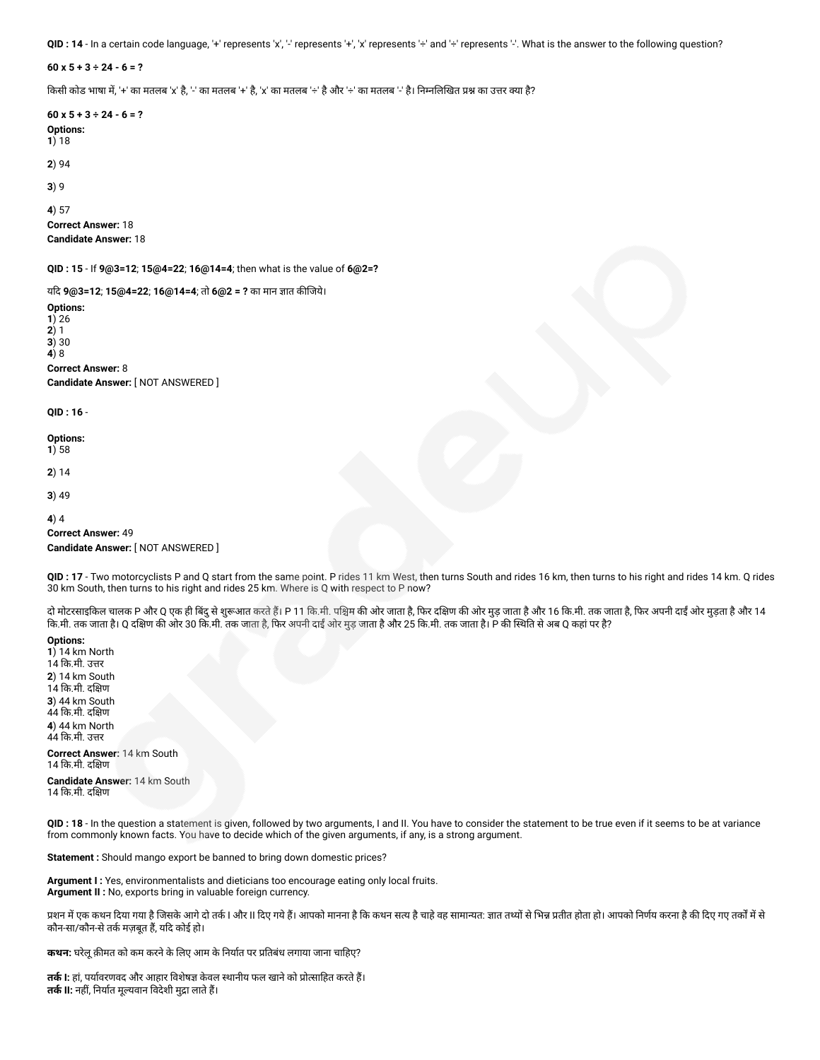**QID : 14** - In a certain code language, '+' represents 'x', '-' represents '+', 'x' represents '÷' and '÷' represents '-'. What is the answer to the following question?

**60 x 5 + 3 ÷ 24 - 6 = ?**

किसी कोड भाषा में, '+' का मतलब 'x' है, '-' का मतलब '+' है, 'x' का मतलब '÷' है और '÷' का मतलब '-' है। निम्नलिखित प्रश्न का उत्तर क्या है?

**60 x 5 + 3 ÷ 24 - 6 = ?**

**Options:**

**1**) 18

**2**) 94

**3**) 9

**4**) 57

**Correct Answer:** 18

**Candidate Answer:** 18

**QID : 15** - If **9@3=12**; **15@4=22**; **16@14=4**; then what is the value of **6@2=?**

यदि **9@3=12**; **15@4=22**; **16@14=4**; तो **6@2 = ?** का मान ज्ञात कीजिये।

**Options:**

**1**) 26

**2**) 1

**3**) 30

**4**) 8

**Correct Answer:** 8

**Candidate Answer:** [ NOT ANSWERED ]

**QID : 16** -

**Options:**

**1**) 58

**2**) 14

**3**) 49

**4**) 4

**Correct Answer:** 49

**Candidate Answer:** [ NOT ANSWERED ]

**QID : 17** - Two motorcyclists P and Q start from the same point. P rides 11 km West, then turns South and rides 16 km, then turns to his right and rides 14 km. Q rides 30 km South, then turns to his right and rides 25 km. Where is Q with respect to P now?

दो मोटरसाइकिल चालक P और Q एक ही बिंदु से शुरूआत करते हैं। P 11 कि.मी. पश्चिम की ओर जाता है, फिर दक्षिण की ओर मुड़ जाता है और 16 कि.मी. तक जाता है, फिर अपनी दाईं ओर मुड़ता है और 14 कि.मी. तक जाता है। Q दक्षिण की ओर 30 कि.मी. तक जाता है, फिर अपनी दाईं ओर मुड़ जाता है और 25 कि.मी. तक जाता है। P की स्थिति से अब Q कहां पर है?

**Options:**

**1**) 14 km North
14 कि.मी. उत्तर

**2**) 14 km South
14 कि.मी. दक्षिण

**3**) 44 km South
44 कि.मी. दक्षिण

**4**) 44 km North
44 कि.मी. उत्तर

**Correct Answer:** 14 km South
14 कि.मी. दक्षिण

**Candidate Answer:** 14 km South
14 कि.मी. दक्षिण

**QID : 18** - In the question a statement is given, followed by two arguments, I and II. You have to consider the statement to be true even if it seems to be at variance from commonly known facts. You have to decide which of the given arguments, if any, is a strong argument.

**Statement :** Should mango export be banned to bring down domestic prices?

**Argument I :** Yes, environmentalists and dieticians too encourage eating only local fruits.
**Argument II :** No, exports bring in valuable foreign currency.

प्रशन में एक कथन दिया गया है जिसके आगे दो तर्क I और II दिए गये हैं। आपको मानना है कि कथन सत्य है चाहे वह सामान्यत: ज्ञात तथ्यों से भिन्न प्रतीत होता हो। आपको निर्णय करना है की दिए गए तर्कों में से कौन-सा/कौन-से तर्क मज़बूत हैं, यदि कोई हो।

**कथन:** घरेलू क़ीमत को कम करने के लिए आम के निर्यात पर प्रतिबंध लगाया जाना चाहिए?

**तर्क I:** हां, पर्यावरणवद और आहार विशेषज्ञ केवल स्थानीय फल खाने को प्रोत्साहित करते हैं।
**तर्क II:** नहीं, निर्यात मूल्यवान विदेशी मुद्रा लाते हैं।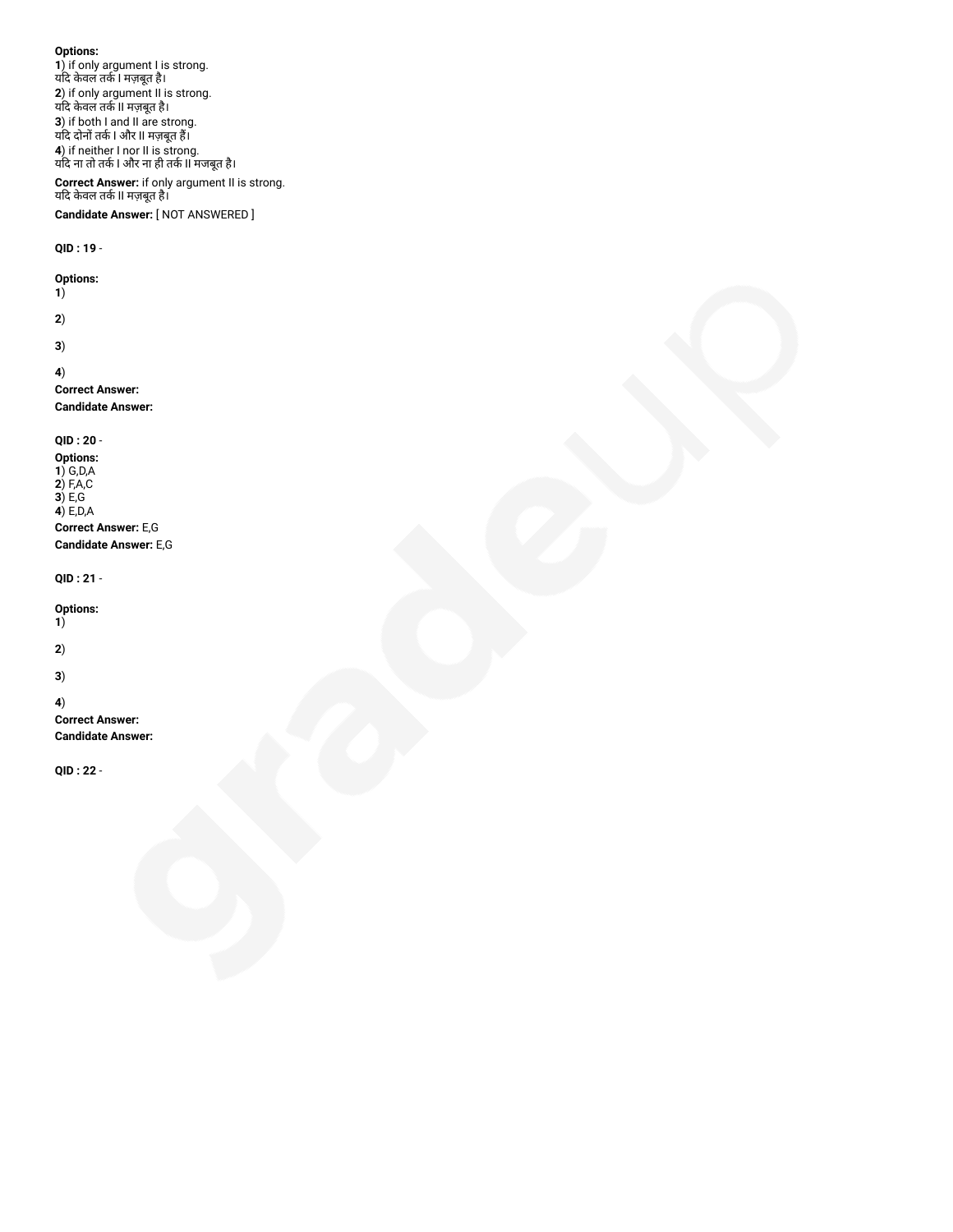**Options:**
**1**) if only argument I is strong.
यदि केवल तर्क I मज़बूत है।
**2**) if only argument II is strong.
यदि केवल तर्क II मज़बूत है।
**3**) if both I and II are strong.
यदि दोनों तर्क I और II मज़बूत हैं।
**4**) if neither I nor II is strong.
यदि ना तो तर्क I और ना ही तर्क II मजबूत है।

**Correct Answer:** if only argument II is strong.
यदि केवल तर्क II मज़बूत है।

**Candidate Answer:** [ NOT ANSWERED ]

**QID : 19** -

**Options:**
**1**)

**2**)

**3**)

**4**)

**Correct Answer:**

**Candidate Answer:**

**QID : 20** -

**Options:**
**1**) G,D,A
**2**) F,A,C
**3**) E,G
**4**) E,D,A

**Correct Answer:** E,G

**Candidate Answer:** E,G

**QID : 21** -

**Options:**
**1**)

**2**)

**3**)

**4**)

**Correct Answer:**

**Candidate Answer:**

**QID : 22** -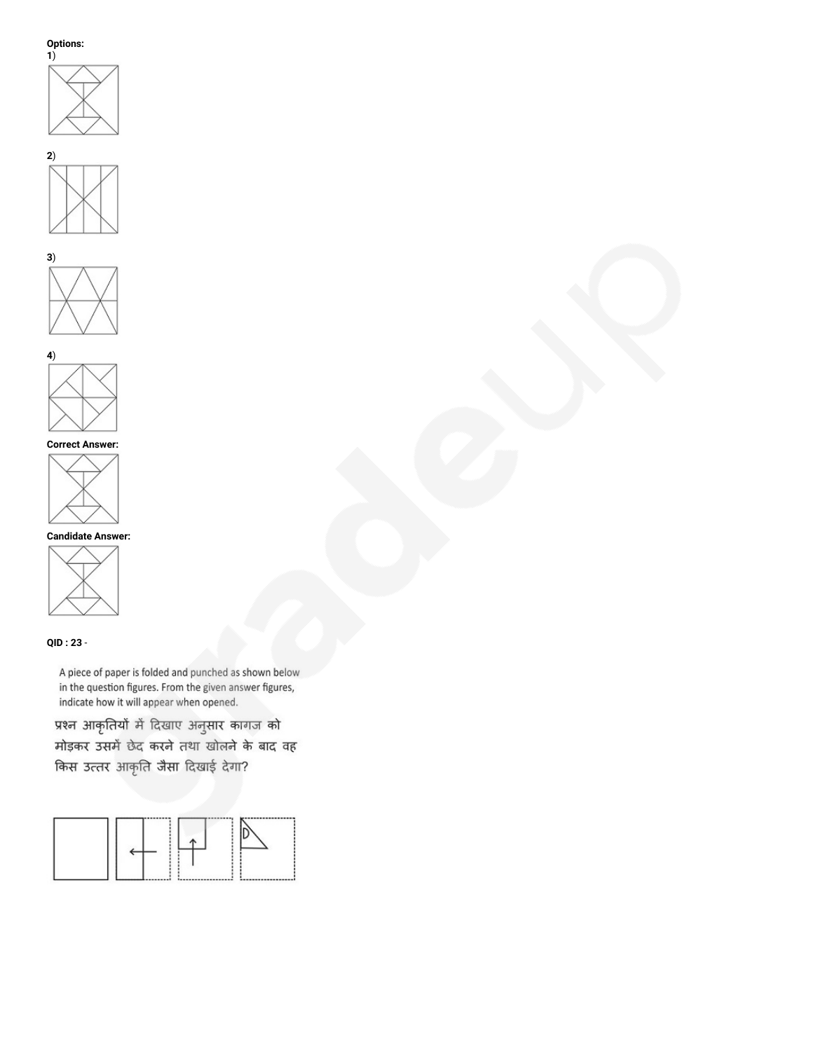**Options:**

**1**)

**2**)

**3**)

**4**)

**Correct Answer:**

**Candidate Answer:**

**QID : 23** -

A piece of paper is folded and punched as shown below in the question figures. From the given answer figures, indicate how it will appear when opened.

प्रश्न आकृतियों में दिखाए अनुसार कागज को मोड़कर उसमें छेद करने तथा खोलने के बाद वह किस उत्तर आकृति जैसा दिखाई देगा?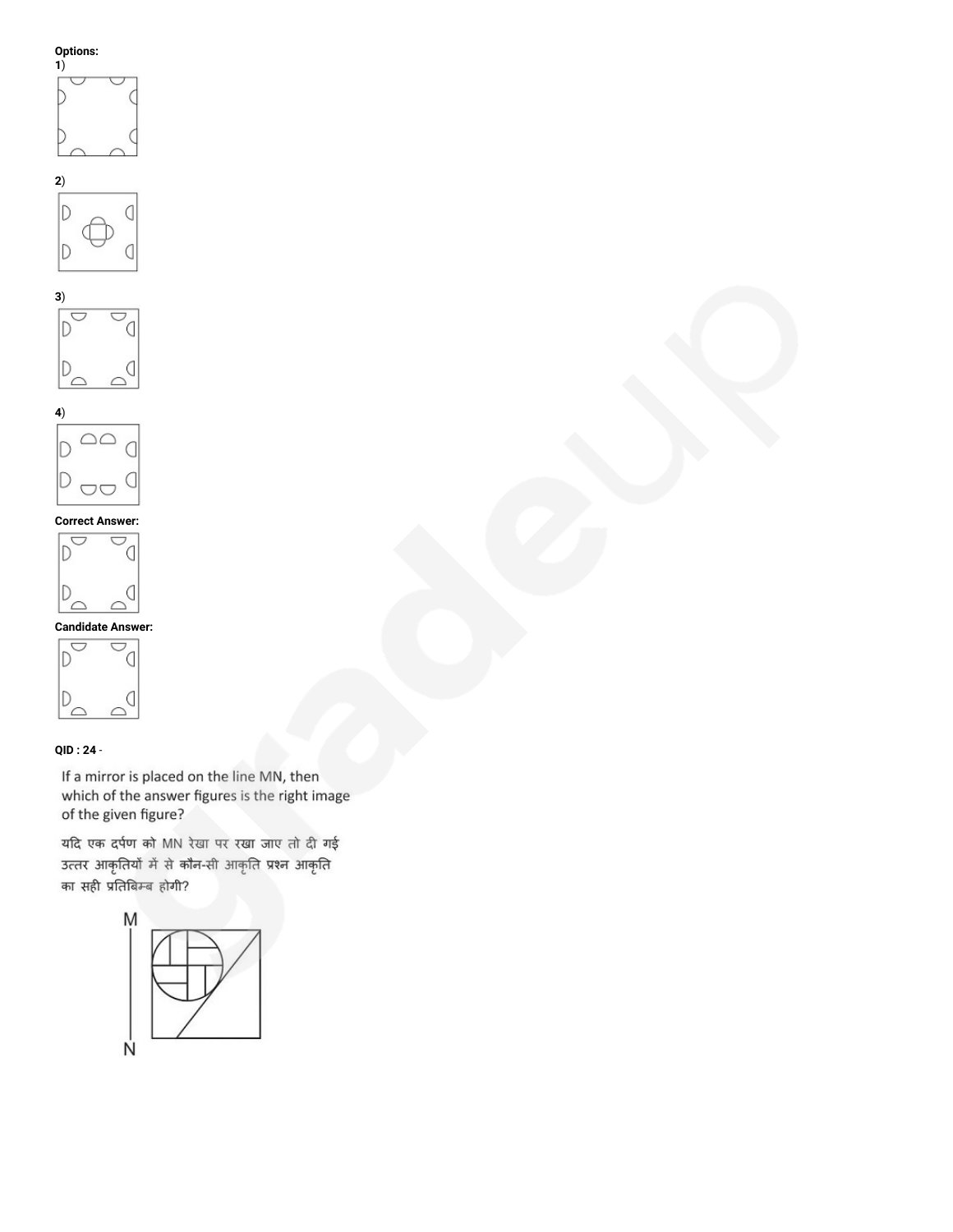**Options:**

**1**)

**2**)

**3**)

**4**)

**Correct Answer:**

**Candidate Answer:**

**QID : 24** -

If a mirror is placed on the line MN, then which of the answer figures is the right image of the given figure?

यदि एक दर्पण को MN रेखा पर रखा जाए तो दी गई उत्तर आकृतियों में से कौन-सी आकृति प्रश्न आकृति का सही प्रतिबिम्ब होगी?

M

N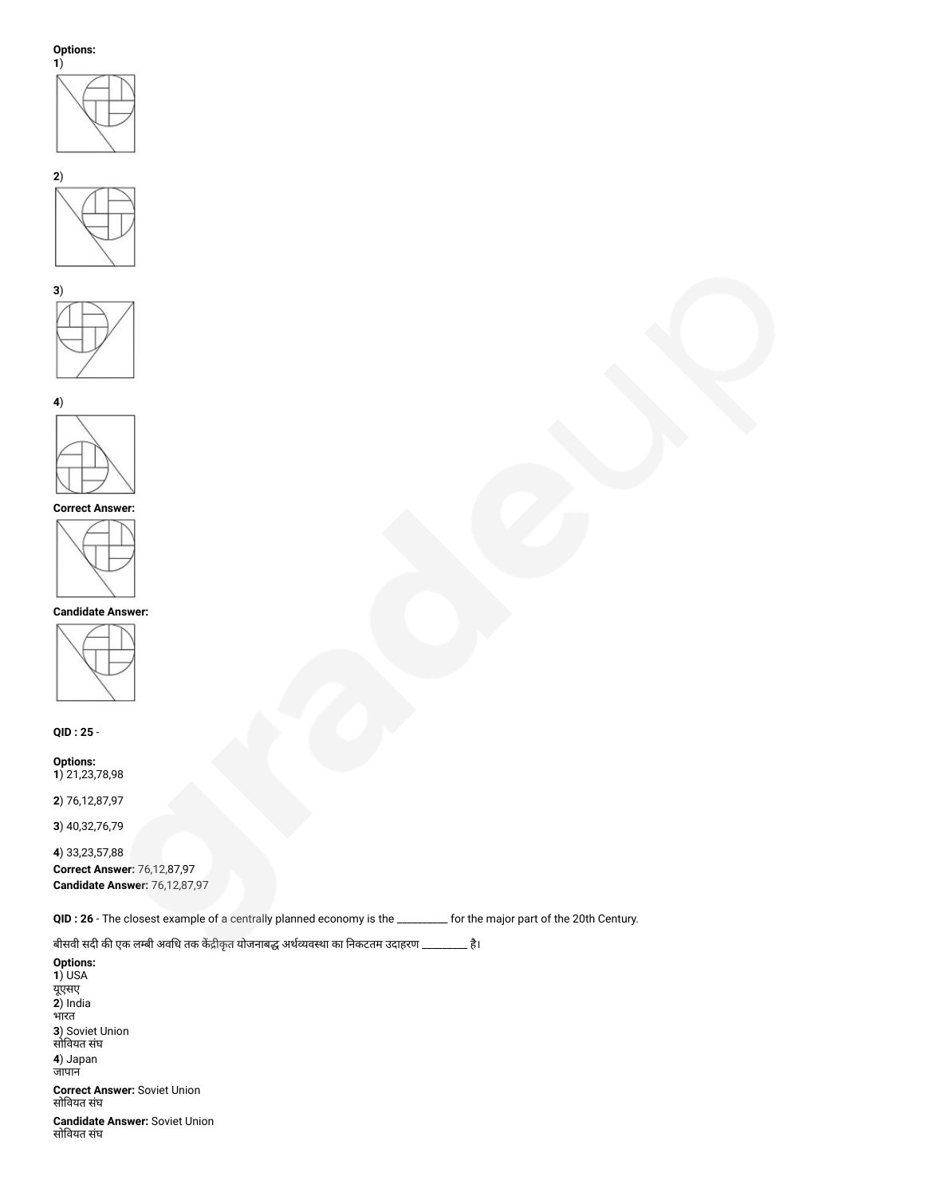**Options:**

**1**)

**2**)

**3**)

**4**)

**Correct Answer:**

**Candidate Answer:**

**QID : 25** -

**Options:**

**1**) 21,23,78,98

**2**) 76,12,87,97

**3**) 40,32,76,79

**4**) 33,23,57,88

**Correct Answer:** 76,12,87,97

**Candidate Answer:** 76,12,87,97

**QID : 26** - The closest example of a centrally planned economy is the _________ for the major part of the 20th Century.

बीसवी सदी की एक लम्बी अवधि तक केंद्रीकृत योजनाबद्ध अर्थव्यवस्था का निकटतम उदाहरण _________ है।

**Options:**

**1**) USA
यूएसए

**2**) India
भारत

**3**) Soviet Union
सोवियत संघ

**4**) Japan
जापान

**Correct Answer:** Soviet Union
सोवियत संघ

**Candidate Answer:** Soviet Union
सोवियत संघ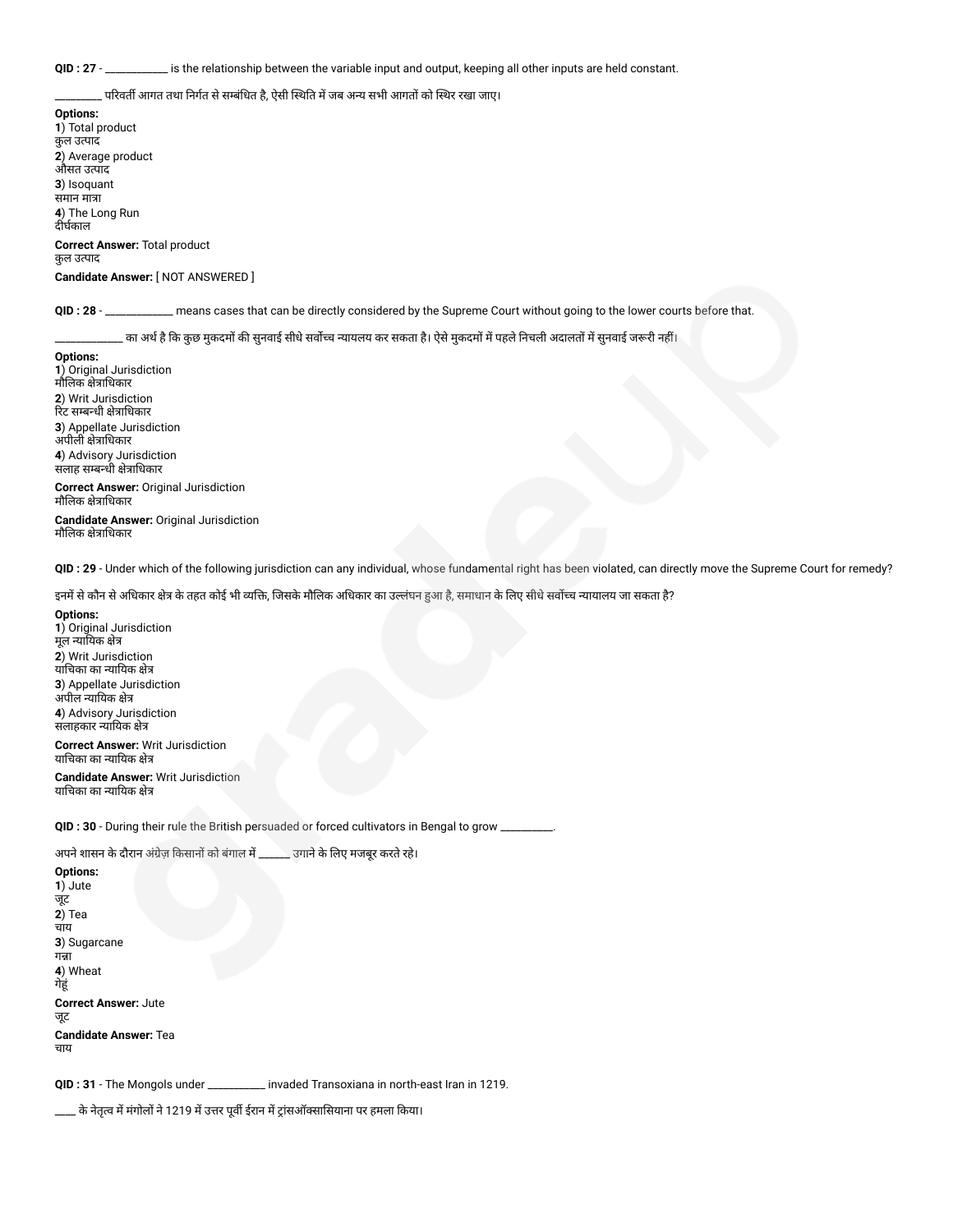**QID : 27** - ___________ is the relationship between the variable input and output, keeping all other inputs are held constant.

_________ परिवर्ती आगत तथा निर्गत से सम्बंधित है, ऐसी स्थिति में जब अन्य सभी आगतों को स्थिर रखा जाए।

**Options:**
**1**) Total product
कुल उत्पाद
**2**) Average product
औसत उत्पाद
**3**) Isoquant
समान मात्रा
**4**) The Long Run
दीर्घकाल

**Correct Answer:** Total product
कुल उत्पाद

**Candidate Answer:** [ NOT ANSWERED ]

**QID : 28** - ____________ means cases that can be directly considered by the Supreme Court without going to the lower courts before that.

____________ का अर्थ है कि कुछ मुकदमों की सुनवाई सीधे सर्वोच्च न्यायलय कर सकता है। ऐसे मुकदमों में पहले निचली अदालतों में सुनवाई जरूरी नहीं।

**Options:**
**1**) Original Jurisdiction
मौलिक क्षेत्राधिकार
**2**) Writ Jurisdiction
रिट सम्बन्धी क्षेत्राधिकार
**3**) Appellate Jurisdiction
अपीली क्षेत्राधिकार
**4**) Advisory Jurisdiction
सलाह सम्बन्धी क्षेत्राधिकार

**Correct Answer:** Original Jurisdiction
मौलिक क्षेत्राधिकार

**Candidate Answer:** Original Jurisdiction
मौलिक क्षेत्राधिकार

**QID : 29** - Under which of the following jurisdiction can any individual, whose fundamental right has been violated, can directly move the Supreme Court for remedy?

इनमें से कौन से अधिकार क्षेत्र के तहत कोई भी व्यक्ति, जिसके मौलिक अधिकार का उल्लंघन हुआ है, समाधान के लिए सीधे सर्वोच्च न्यायालय जा सकता है?

**Options:**
**1**) Original Jurisdiction
मूल न्यायिक क्षेत्र
**2**) Writ Jurisdiction
याचिका का न्यायिक क्षेत्र
**3**) Appellate Jurisdiction
अपील न्यायिक क्षेत्र
**4**) Advisory Jurisdiction
सलाहकार न्यायिक क्षेत्र

**Correct Answer:** Writ Jurisdiction
याचिका का न्यायिक क्षेत्र

**Candidate Answer:** Writ Jurisdiction
याचिका का न्यायिक क्षेत्र

**QID : 30** - During their rule the British persuaded or forced cultivators in Bengal to grow _________.

अपने शासन के दौरान अंग्रेज़ किसानों को बंगाल में ______ उगाने के लिए मजबूर करते रहे।

**Options:**
**1**) Jute
जूट
**2**) Tea
चाय
**3**) Sugarcane
गन्ना
**4**) Wheat
गेहूं

**Correct Answer:** Jute
जूट

**Candidate Answer:** Tea
चाय

**QID : 31** - The Mongols under __________ invaded Transoxiana in north-east Iran in 1219.

____ के नेतृत्व में मंगोलों ने 1219 में उत्तर पूर्वी ईरान में ट्रांसऑक्सासियाना पर हमला किया।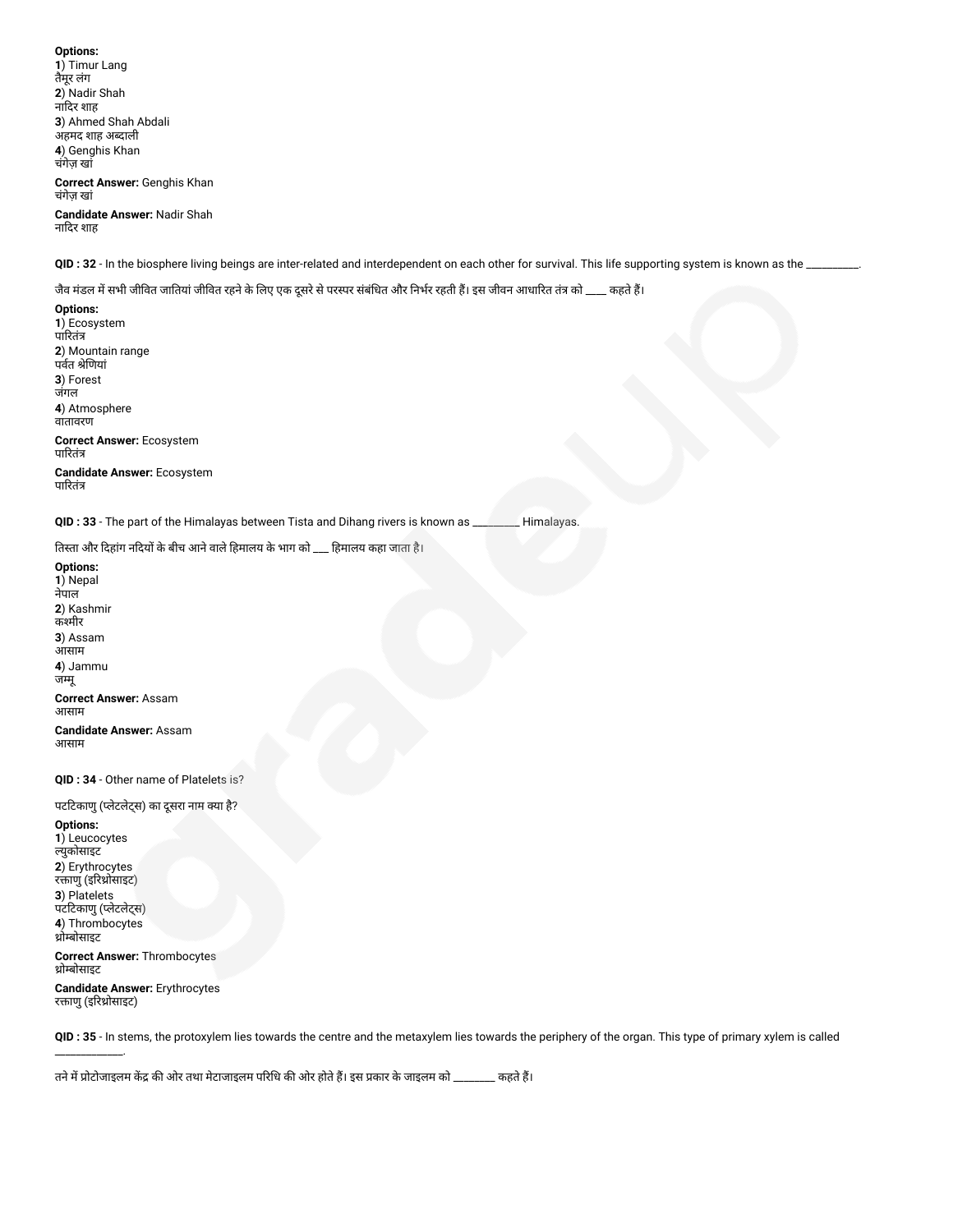**Options:**
**1**) Timur Lang
तैमूर लंग
**2**) Nadir Shah
नादिर शाह
**3**) Ahmed Shah Abdali
अहमद शाह अब्दाली
**4**) Genghis Khan
चंगेज़ खां

**Correct Answer:** Genghis Khan
चंगेज़ खां

**Candidate Answer:** Nadir Shah
नादिर शाह

**QID : 32** - In the biosphere living beings are inter-related and interdependent on each other for survival. This life supporting system is known as the __________.

जैव मंडल में सभी जीवित जातियां जीवित रहने के लिए एक दूसरे से परस्पर संबंधित और निर्भर रहती हैं। इस जीवन आधारित तंत्र को ____ कहते हैं।

**Options:**
**1**) Ecosystem
पारितंत्र
**2**) Mountain range
पर्वत श्रेणियां
**3**) Forest
जंगल
**4**) Atmosphere
वातावरण

**Correct Answer:** Ecosystem
पारितंत्र

**Candidate Answer:** Ecosystem
पारितंत्र

**QID : 33** - The part of the Himalayas between Tista and Dihang rivers is known as _________ Himalayas.

तिस्ता और दिहांग नदियों के बीच आने वाले हिमालय के भाग को ___ हिमालय कहा जाता है।

**Options:**
**1**) Nepal
नेपाल
**2**) Kashmir
कश्मीर
**3**) Assam
आसाम
**4**) Jammu
जम्मू

**Correct Answer:** Assam
आसाम

**Candidate Answer:** Assam
आसाम

**QID : 34** - Other name of Platelets is?

पटटिकाणु (प्लेटलेट्स) का दूसरा नाम क्या है?

**Options:**
**1**) Leucocytes
ल्युकोसाइट
**2**) Erythrocytes
रक्ताणु (इरिथ्रोसाइट)
**3**) Platelets
पटटिकाणु (प्लेटलेट्स)
**4**) Thrombocytes
थ्रोम्बोसाइट

**Correct Answer:** Thrombocytes
थ्रोम्बोसाइट

**Candidate Answer:** Erythrocytes
रक्ताणु (इरिथ्रोसाइट)

**QID : 35** - In stems, the protoxylem lies towards the centre and the metaxylem lies towards the periphery of the organ. This type of primary xylem is called _____________.

तने में प्रोटोजाइलम केंद्र की ओर तथा मेटाजाइलम परिधि की ओर होते हैं। इस प्रकार के जाइलम को ________ कहते हैं।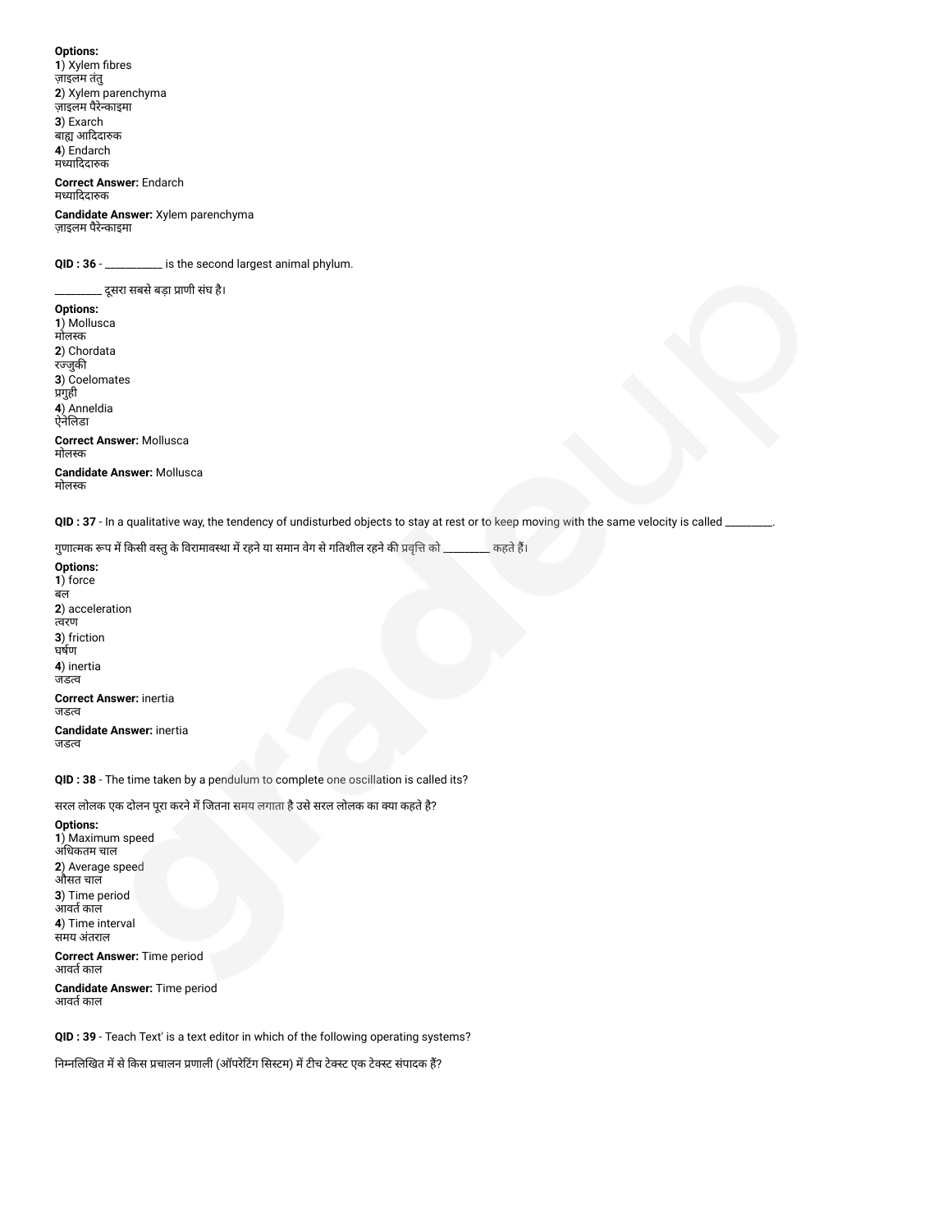**Options:**
**1**) Xylem fibres
ज़ाइलम तंतु
**2**) Xylem parenchyma
ज़ाइलम पैरेन्काइमा
**3**) Exarch
बाह्य आदिदारुक
**4**) Endarch
मध्यादिदारुक

**Correct Answer:** Endarch
मध्यादिदारुक

**Candidate Answer:** Xylem parenchyma
ज़ाइलम पैरेन्काइमा

**QID : 36** - __________ is the second largest animal phylum.

_________ दूसरा सबसे बड़ा प्राणी संघ है।

**Options:**
**1**) Mollusca
मोलस्क
**2**) Chordata
रज्जुकी
**3**) Coelomates
प्रगुही
**4**) Anneldia
ऐनेलिडा

**Correct Answer:** Mollusca
मोलस्क

**Candidate Answer:** Mollusca
मोलस्क

**QID : 37** - In a qualitative way, the tendency of undisturbed objects to stay at rest or to keep moving with the same velocity is called ________.

गुणात्मक रूप में किसी वस्तु के विरामावस्था में रहने या समान वेग से गतिशील रहने की प्रवृत्ति को ________ कहते हैं।

**Options:**
**1**) force
बल
**2**) acceleration
त्वरण
**3**) friction
घर्षण
**4**) inertia
जडत्व

**Correct Answer:** inertia
जडत्व

**Candidate Answer:** inertia
जडत्व

**QID : 38** - The time taken by a pendulum to complete one oscillation is called its?

सरल लोलक एक दोलन पूरा करने में जितना समय लगाता है उसे सरल लोलक का क्या कहते है?

**Options:**
**1**) Maximum speed
अधिकतम चाल
**2**) Average speed
औसत चाल
**3**) Time period
आवर्त काल
**4**) Time interval
समय अंतराल

**Correct Answer:** Time period
आवर्त काल

**Candidate Answer:** Time period
आवर्त काल

**QID : 39** - Teach Text' is a text editor in which of the following operating systems?

निम्नलिखित में से किस प्रचालन प्रणाली (ऑपरेटिंग सिस्टम) में टीच टेक्स्ट एक टेक्स्ट संपादक हैं?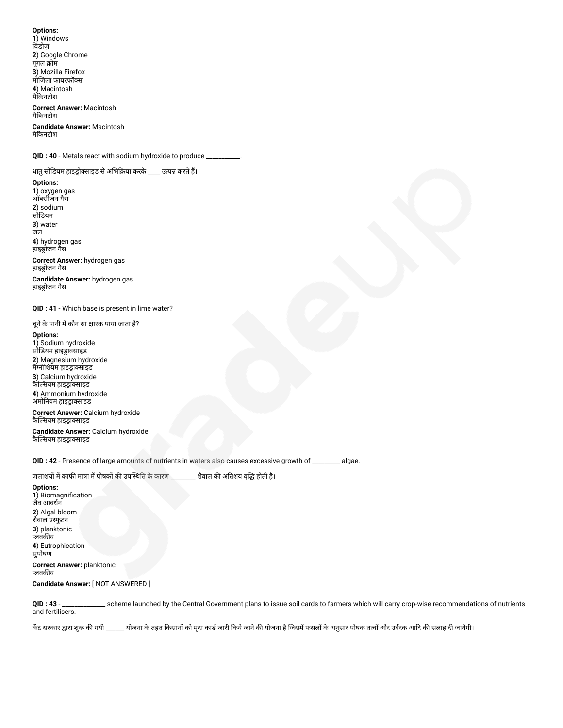**Options:**
**1**) Windows
विंडोज़
**2**) Google Chrome
गूगल क्रोम
**3**) Mozilla Firefox
मोज़िला फायरफॉक्स
**4**) Macintosh
मैकिनटोश

**Correct Answer:** Macintosh
मैकिनटोश

**Candidate Answer:** Macintosh
मैकिनटोश

**QID : 40** - Metals react with sodium hydroxide to produce __________.

धातु सोडियम हाइड्रोक्साइड से अभिक्रिया करके ____ उत्पन्न करते हैं।

**Options:**
**1**) oxygen gas
ऑक्सीजन गैस
**2**) sodium
सोडियम
**3**) water
जल
**4**) hydrogen gas
हाइड्रोजन गैस

**Correct Answer:** hydrogen gas
हाइड्रोजन गैस

**Candidate Answer:** hydrogen gas
हाइड्रोजन गैस

**QID : 41** - Which base is present in lime water?

चूने के पानी में कौन सा क्षारक पाया जाता है?

**Options:**
**1**) Sodium hydroxide
सोडियम हाइड्राक्साइड
**2**) Magnesium hydroxide
मैग्नीशियम हाइड्राक्साइड
**3**) Calcium hydroxide
कैल्सियम हाइड्राक्साइड
**4**) Ammonium hydroxide
अमोनियम हाइड्राक्साइड

**Correct Answer:** Calcium hydroxide
कैल्सियम हाइड्राक्साइड

**Candidate Answer:** Calcium hydroxide
कैल्सियम हाइड्राक्साइड

**QID : 42** - Presence of large amounts of nutrients in waters also causes excessive growth of ________ algae.

जलाशयों में काफी मात्रा में पोषकों की उपस्थिति के कारण ________ शैवाल की अतिशय वृद्धि होती है।

**Options:**
**1**) Biomagnification
जैव आवर्धन
**2**) Algal bloom
शैवाल प्रस्फुटन
**3**) planktonic
प्लवकीय
**4**) Eutrophication
सुपोषण

**Correct Answer:** planktonic
प्लवकीय

**Candidate Answer:** [ NOT ANSWERED ]

**QID : 43** - _____________ scheme launched by the Central Government plans to issue soil cards to farmers which will carry crop-wise recommendations of nutrients and fertilisers.

केंद्र सरकार द्वारा शुरू की गयी ______ योजना के तहत किसानों को मृदा कार्ड जारी किये जाने की योजना है जिसमें फसलों के अनुसार पोषक तत्वों और उर्वरक आदि की सलाह दी जायेगी।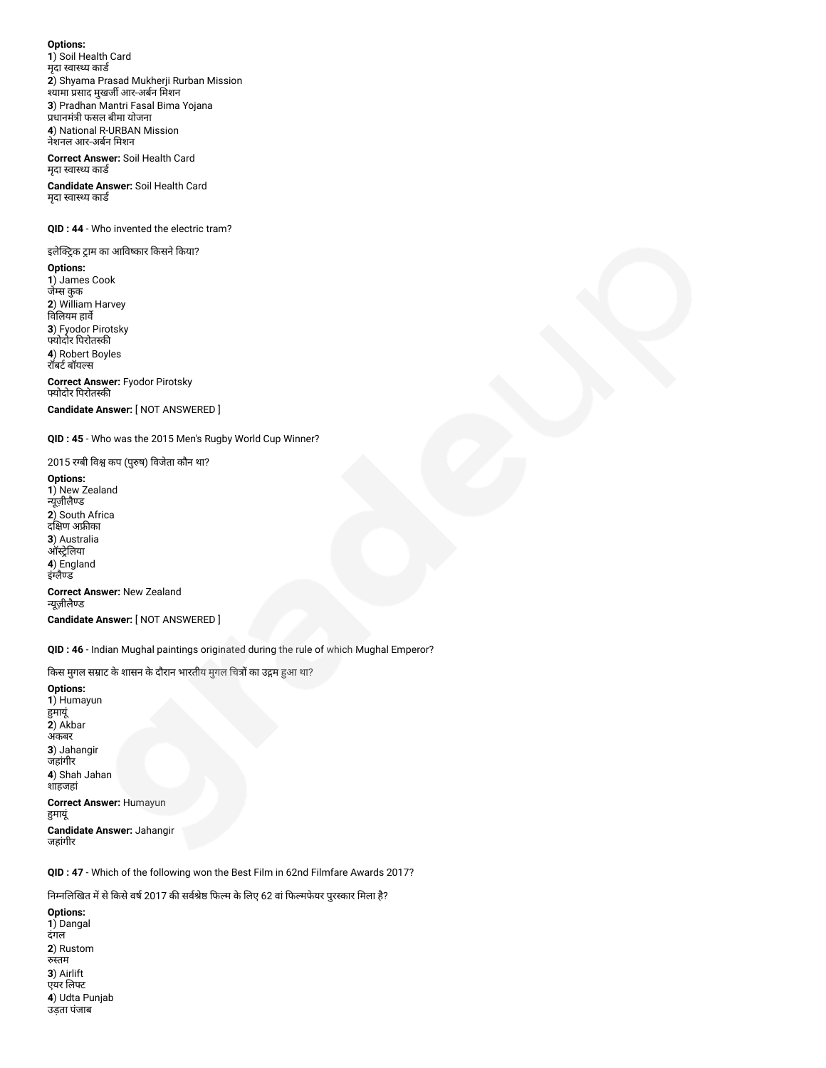**Options:**
**1**) Soil Health Card
मृदा स्वास्थ्य कार्ड
**2**) Shyama Prasad Mukherji Rurban Mission
श्यामा प्रसाद मुखर्जी आर-अर्बन मिशन
**3**) Pradhan Mantri Fasal Bima Yojana
प्रधानमंत्री फसल बीमा योजना
**4**) National R-URBAN Mission
नेशनल आर-अर्बन मिशन

**Correct Answer:** Soil Health Card
मृदा स्वास्थ्य कार्ड

**Candidate Answer:** Soil Health Card
मृदा स्वास्थ्य कार्ड

**QID : 44** - Who invented the electric tram?

इलेक्ट्रिक ट्राम का आविष्कार किसने किया?

**Options:**
**1**) James Cook
जेम्स कुक
**2**) William Harvey
विलियम हार्वे
**3**) Fyodor Pirotsky
फ्योदोर पिरोत्स्की
**4**) Robert Boyles
रॉबर्ट बॉयल्स

**Correct Answer:** Fyodor Pirotsky
फ्योदोर पिरोत्स्की

**Candidate Answer:** [ NOT ANSWERED ]

**QID : 45** - Who was the 2015 Men's Rugby World Cup Winner?

2015 रग्बी विश्व कप (पुरुष) विजेता कौन था?

**Options:**
**1**) New Zealand
न्यूज़ीलैण्ड
**2**) South Africa
दक्षिण अफ्रीका
**3**) Australia
ऑस्ट्रेलिया
**4**) England
इंग्लैण्ड

**Correct Answer:** New Zealand
न्यूज़ीलैण्ड

**Candidate Answer:** [ NOT ANSWERED ]

**QID : 46** - Indian Mughal paintings originated during the rule of which Mughal Emperor?

किस मुगल सम्राट के शासन के दौरान भारतीय मुगल चित्रों का उद्गम हुआ था?

**Options:**
**1**) Humayun
हुमायूं
**2**) Akbar
अकबर
**3**) Jahangir
जहांगीर
**4**) Shah Jahan
शाहजहां

**Correct Answer:** Humayun
हुमायूं

**Candidate Answer:** Jahangir
जहांगीर

**QID : 47** - Which of the following won the Best Film in 62nd Filmfare Awards 2017?

निम्नलिखित में से किसे वर्ष 2017 की सर्वश्रेष्ठ फिल्म के लिए 62 वां फिल्मफेयर पुरस्कार मिला है?

**Options:**
**1**) Dangal
दंगल
**2**) Rustom
रुस्तम
**3**) Airlift
एयर लिफ्ट
**4**) Udta Punjab
उड़ता पंजाब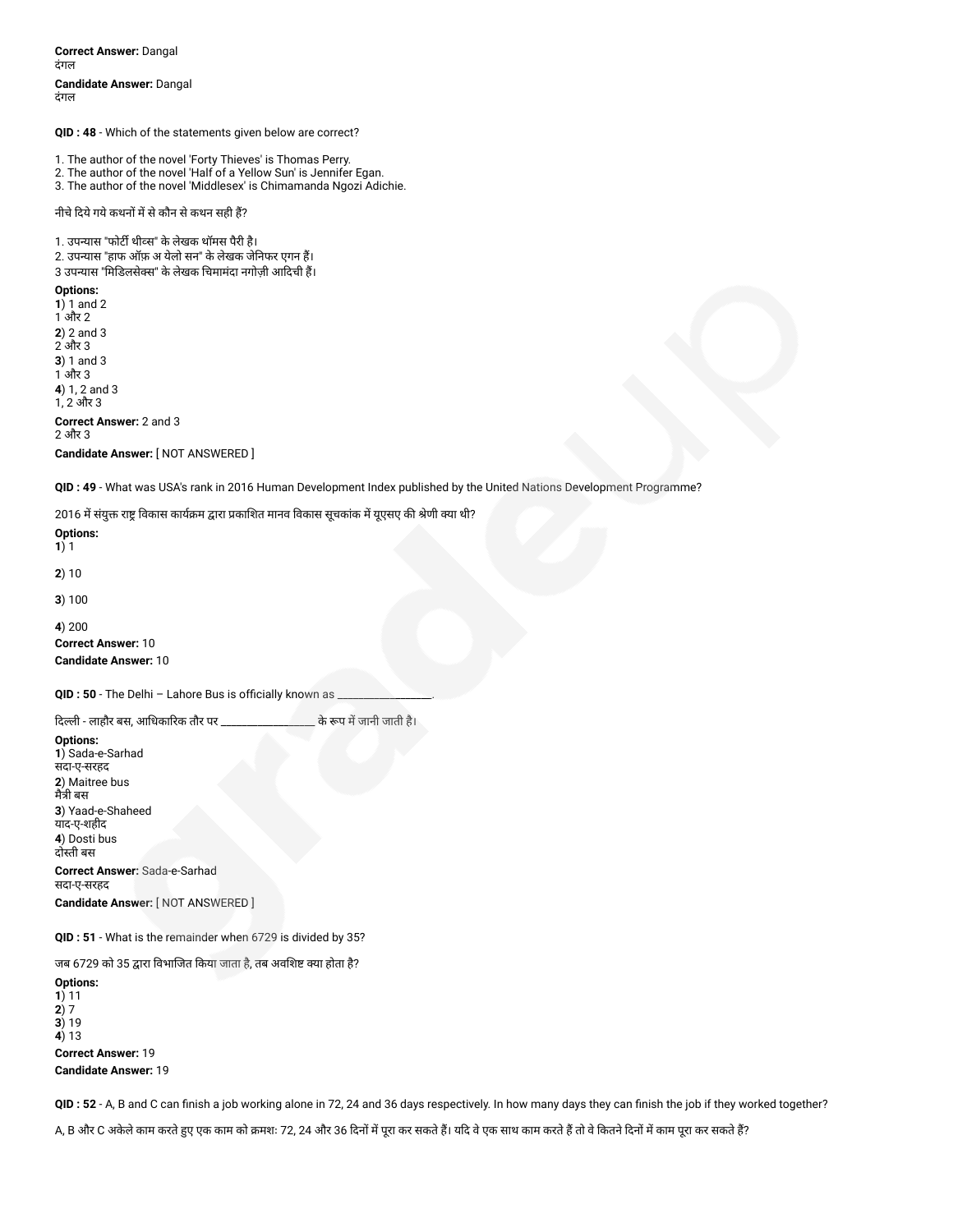**Correct Answer:** Dangal
दंगल

**Candidate Answer:** Dangal
दंगल

**QID : 48** - Which of the statements given below are correct?

1. The author of the novel 'Forty Thieves' is Thomas Perry.
2. The author of the novel 'Half of a Yellow Sun' is Jennifer Egan.
3. The author of the novel 'Middlesex' is Chimamanda Ngozi Adichie.

नीचे दिये गये कथनों में से कौन से कथन सही हैं?

1. उपन्यास "फोर्टी थीव्स" के लेखक थॉमस पैरी है।
2. उपन्यास "हाफ ऑफ़ अ येलो सन" के लेखक जेनिफर एगन हैं।
3 उपन्यास "मिडिलसेक्स" के लेखक चिमामंदा नगोज़ी आदिची हैं।

**Options:**
**1**) 1 and 2
1 और 2
**2**) 2 and 3
2 और 3
**3**) 1 and 3
1 और 3
**4**) 1, 2 and 3
1, 2 और 3

**Correct Answer:** 2 and 3
2 और 3

**Candidate Answer:** [ NOT ANSWERED ]

**QID : 49** - What was USA's rank in 2016 Human Development Index published by the United Nations Development Programme?

2016 में संयुक्त राष्ट्र विकास कार्यक्रम द्वारा प्रकाशित मानव विकास सूचकांक में यूएसए की श्रेणी क्या थी?

**Options:**
**1**) 1

**2**) 10

**3**) 100

**4**) 200

**Correct Answer:** 10

**Candidate Answer:** 10

**QID : 50** - The Delhi – Lahore Bus is officially known as ________________.

दिल्ली - लाहौर बस, आधिकारिक तौर पर ________________ के रूप में जानी जाती है।

**Options:**
**1**) Sada-e-Sarhad
सदा-ए-सरहद
**2**) Maitree bus
मैत्री बस
**3**) Yaad-e-Shaheed
याद-ए-शहीद
**4**) Dosti bus
दोस्ती बस

**Correct Answer:** Sada-e-Sarhad
सदा-ए-सरहद

**Candidate Answer:** [ NOT ANSWERED ]

**QID : 51** - What is the remainder when 6729 is divided by 35?

जब 6729 को 35 द्वारा विभाजित किया जाता है, तब अवशिष्ट क्या होता है?

**Options:**
**1**) 11
**2**) 7
**3**) 19
**4**) 13

**Correct Answer:** 19

**Candidate Answer:** 19

**QID : 52** - A, B and C can finish a job working alone in 72, 24 and 36 days respectively. In how many days they can finish the job if they worked together?

A, B और C अकेले काम करते हुए एक काम को क्रमशः 72, 24 और 36 दिनों में पूरा कर सकते हैं। यदि वे एक साथ काम करते हैं तो वे कितने दिनों में काम पूरा कर सकते हैं?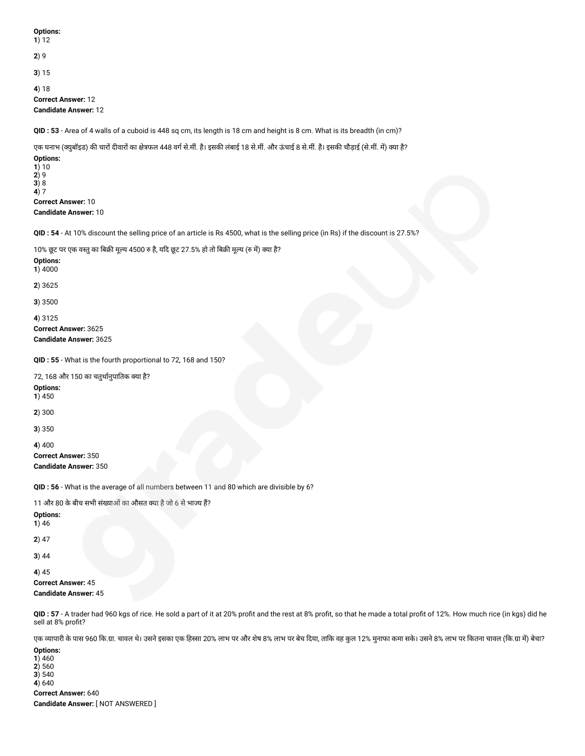**Options:**
**1**) 12

**2**) 9

**3**) 15

**4**) 18

**Correct Answer:** 12
**Candidate Answer:** 12

**QID : 53** - Area of 4 walls of a cuboid is 448 sq cm, its length is 18 cm and height is 8 cm. What is its breadth (in cm)?

एक घनाभ (क्युबॉइड) की चारों दीवारों का क्षेत्रफल 448 वर्ग से.मीं. है। इसकी लंबाई 18 से.मीं. और ऊंचाई 8 से.मीं. है। इसकी चौड़ाई (से.मीं. में) क्या है?

**Options:**
**1**) 10
**2**) 9
**3**) 8
**4**) 7
**Correct Answer:** 10
**Candidate Answer:** 10

**QID : 54** - At 10% discount the selling price of an article is Rs 4500, what is the selling price (in Rs) if the discount is 27.5%?

10% छूट पर एक वस्तु का बिक्री मूल्य 4500 रु है, यदि छूट 27.5% हो तो बिक्री मूल्य (रु में) क्या है?

**Options:**
**1**) 4000

**2**) 3625

**3**) 3500

**4**) 3125
**Correct Answer:** 3625
**Candidate Answer:** 3625

**QID : 55** - What is the fourth proportional to 72, 168 and 150?

72, 168 और 150 का चतुर्थानुपातिक क्या है?

**Options:**
**1**) 450

**2**) 300

**3**) 350

**4**) 400
**Correct Answer:** 350
**Candidate Answer:** 350

**QID : 56** - What is the average of all numbers between 11 and 80 which are divisible by 6?

11 और 80 के बीच सभी संख्याओं का औसत क्या है जो 6 से भाज्य हैं?

**Options:**
**1**) 46

**2**) 47

**3**) 44

**4**) 45
**Correct Answer:** 45
**Candidate Answer:** 45

**QID : 57** - A trader had 960 kgs of rice. He sold a part of it at 20% profit and the rest at 8% profit, so that he made a total profit of 12%. How much rice (in kgs) did he sell at 8% profit?

एक व्यापारी के पास 960 कि.ग्रा. चावल थे। उसने इसका एक हिस्सा 20% लाभ पर और शेष 8% लाभ पर बेच दिया, ताकि वह कुल 12% मुनाफा कमा सके। उसने 8% लाभ पर कितना चावल (कि.ग्रा में) बेचा?

**Options:**
**1**) 460
**2**) 560
**3**) 540
**4**) 640
**Correct Answer:** 640
**Candidate Answer:** [ NOT ANSWERED ]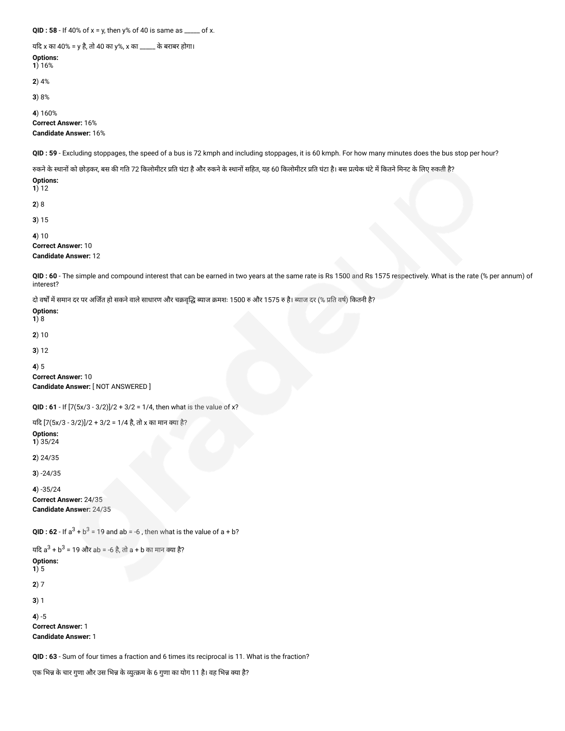**QID : 58** - If 40% of x = y, then y% of 40 is same as _____ of x.

यदि x का 40% = y है, तो 40 का y%, x का _____ के बराबर होगा।

**Options:**
**1**) 16%

**2**) 4%

**3**) 8%

**4**) 160%

**Correct Answer:** 16%
**Candidate Answer:** 16%

**QID : 59** - Excluding stoppages, the speed of a bus is 72 kmph and including stoppages, it is 60 kmph. For how many minutes does the bus stop per hour?

रुकने के स्थानों को छोड़कर, बस की गति 72 किलोमीटर प्रति घंटा है और रुकने के स्थानों सहित, यह 60 किलोमीटर प्रति घंटा है। बस प्रत्येक घंटे में कितने मिनट के लिए रुकती है?

**Options:**
**1**) 12

**2**) 8

**3**) 15

**4**) 10

**Correct Answer:** 10
**Candidate Answer:** 12

**QID : 60** - The simple and compound interest that can be earned in two years at the same rate is Rs 1500 and Rs 1575 respectively. What is the rate (% per annum) of interest?

दो वर्षों में समान दर पर अर्जित हो सकने वाले साधारण और चक्रवृद्धि ब्याज क्रमशः 1500 रु और 1575 रु है। ब्याज दर (% प्रति वर्ष) कितनी है?

**Options:**
**1**) 8

**2**) 10

**3**) 12

**4**) 5

**Correct Answer:** 10
**Candidate Answer:** [ NOT ANSWERED ]

**QID : 61** - If $[7(5x/3 - 3/2)]/2 + 3/2 = 1/4$, then what is the value of x?

यदि $[7(5x/3 - 3/2)]/2 + 3/2 = 1/4$ है, तो x का मान क्या है?

**Options:**
**1**) 35/24

**2**) 24/35

**3**) -24/35

**4**) -35/24

**Correct Answer:** 24/35
**Candidate Answer:** 24/35

**QID : 62** - If $a^3 + b^3 = 19$ and $ab = -6$ , then what is the value of a + b?

यदि $a^3 + b^3 = 19$ और $ab = -6$ है, तो a + b का मान क्या है?

**Options:**
**1**) 5

**2**) 7

**3**) 1

**4**) -5

**Correct Answer:** 1
**Candidate Answer:** 1

**QID : 63** - Sum of four times a fraction and 6 times its reciprocal is 11. What is the fraction?

एक भिन्न के चार गुणा और उस भिन्न के व्युत्क्रम के 6 गुणा का योग 11 है। वह भिन्न क्या है?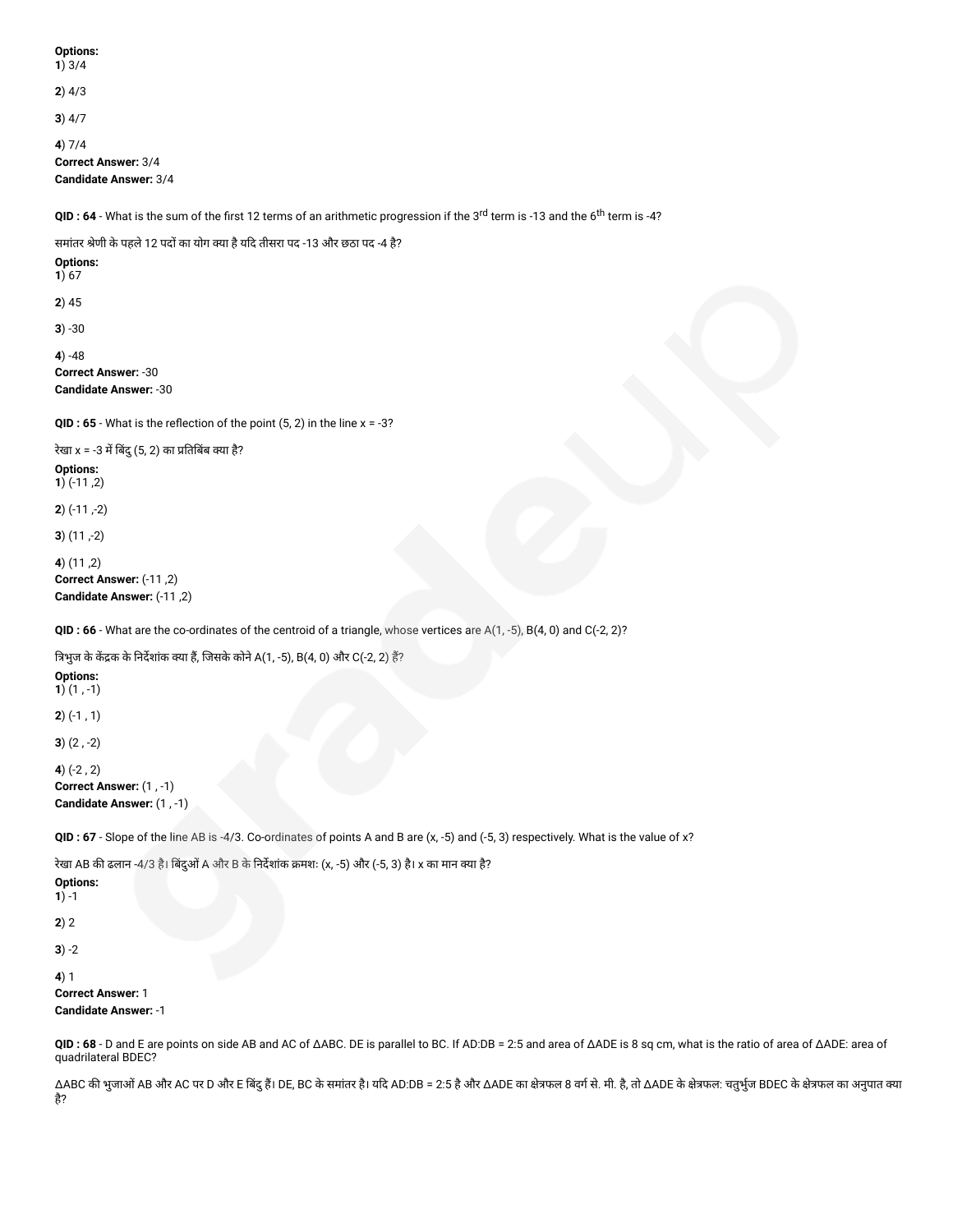**Options:**
**1**) 3/4

**2**) 4/3

**3**) 4/7

**4**) 7/4
**Correct Answer:** 3/4
**Candidate Answer:** 3/4

**QID : 64** - What is the sum of the first 12 terms of an arithmetic progression if the 3$^{rd}$ term is -13 and the 6$^{th}$ term is -4?

समांतर श्रेणी के पहले 12 पदों का योग क्या है यदि तीसरा पद -13 और छठा पद -4 है?

**Options:**
**1**) 67

**2**) 45

**3**) -30

**4**) -48
**Correct Answer:** -30
**Candidate Answer:** -30

**QID : 65** - What is the reflection of the point (5, 2) in the line x = -3?

रेखा x = -3 में बिंदु (5, 2) का प्रतिबिंब क्या है?

**Options:**
**1**) (-11 ,2)

**2**) (-11 ,-2)

**3**) (11 ,-2)

**4**) (11 ,2)
**Correct Answer:** (-11 ,2)
**Candidate Answer:** (-11 ,2)

**QID : 66** - What are the co-ordinates of the centroid of a triangle, whose vertices are A(1, -5), B(4, 0) and C(-2, 2)?

त्रिभुज के केंद्रक के निर्देशांक क्या हैं, जिसके कोने A(1, -5), B(4, 0) और C(-2, 2) हैं?

**Options:**
**1**) (1 , -1)

**2**) (-1 , 1)

**3**) (2 , -2)

**4**) (-2 , 2)
**Correct Answer:** (1 , -1)
**Candidate Answer:** (1 , -1)

**QID : 67** - Slope of the line AB is -4/3. Co-ordinates of points A and B are (x, -5) and (-5, 3) respectively. What is the value of x?

रेखा AB की ढलान -4/3 है। बिंदुओं A और B के निर्देशांक क्रमशः (x, -5) और (-5, 3) है। x का मान क्या है?

**Options:**
**1**) -1

**2**) 2

**3**) -2

**4**) 1
**Correct Answer:** 1
**Candidate Answer:** -1

**QID : 68** - D and E are points on side AB and AC of ΔABC. DE is parallel to BC. If AD:DB = 2:5 and area of ΔADE is 8 sq cm, what is the ratio of area of ΔADE: area of quadrilateral BDEC?

ΔABC की भुजाओं AB और AC पर D और E बिंदु हैं। DE, BC के समांतर है। यदि AD:DB = 2:5 है और ΔADE का क्षेत्रफल 8 वर्ग से. मी. है, तो ΔADE के क्षेत्रफल: चतुर्भुज BDEC के क्षेत्रफल का अनुपात क्या है?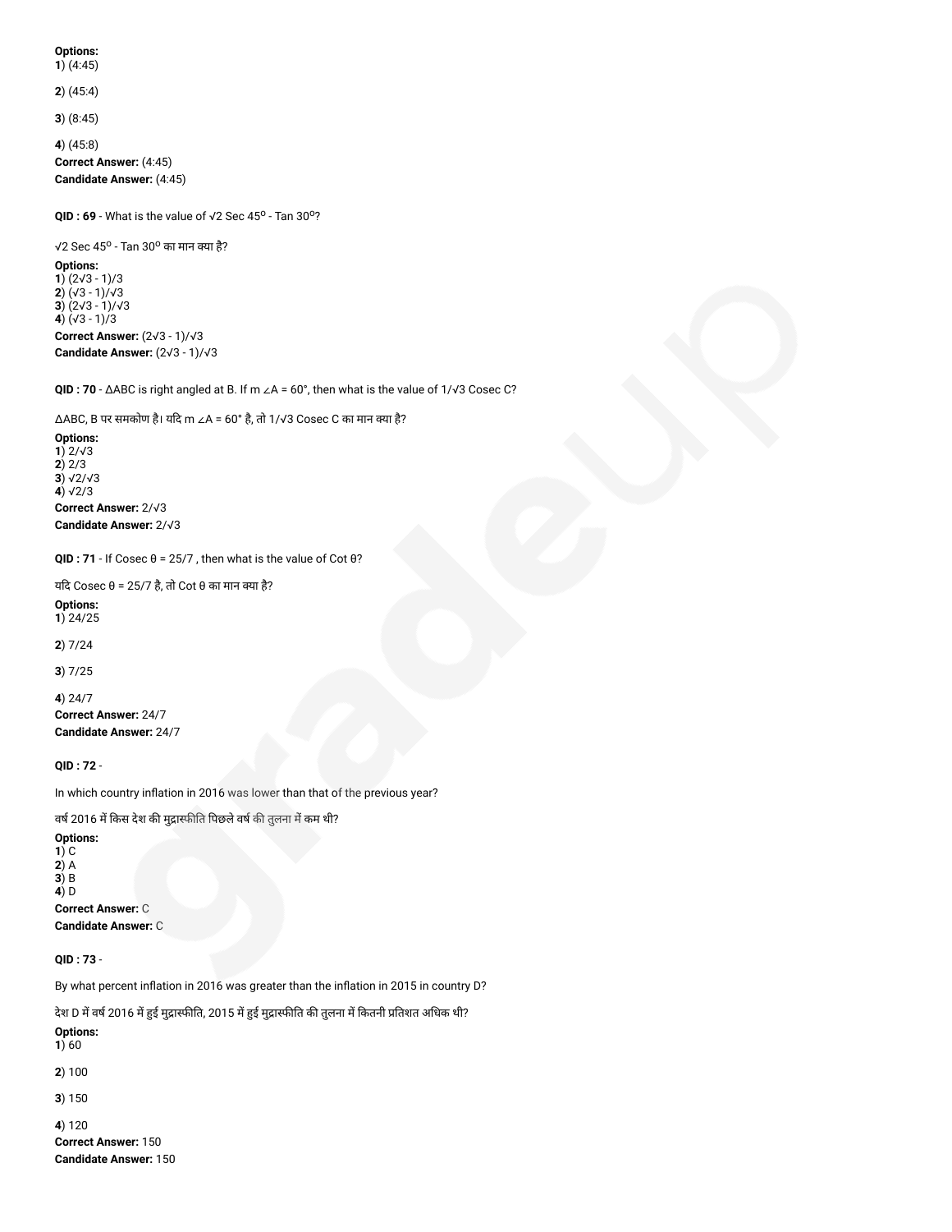**Options:**
**1**) (4:45)

**2**) (45:4)

**3**) (8:45)

**4**) (45:8)

**Correct Answer:** (4:45)
**Candidate Answer:** (4:45)

**QID : 69** - What is the value of $\sqrt{2}$ Sec $45^o$ - Tan $30^o$?

$\sqrt{2}$ Sec $45^o$ - Tan $30^o$ का मान क्या है?

**Options:**
**1**) $(2\sqrt{3} - 1)/3$
**2**) $(\sqrt{3} - 1)/\sqrt{3}$
**3**) $(2\sqrt{3} - 1)/\sqrt{3}$
**4**) $(\sqrt{3} - 1)/3$

**Correct Answer:** $(2\sqrt{3} - 1)/\sqrt{3}$
**Candidate Answer:** $(2\sqrt{3} - 1)/\sqrt{3}$

**QID : 70** - ΔABC is right angled at B. If m ∠A = 60°, then what is the value of $1/\sqrt{3}$ Cosec C?

ΔABC, B पर समकोण है। यदि m ∠A = 60° है, तो $1/\sqrt{3}$ Cosec C का मान क्या है?

**Options:**
**1**) $2/\sqrt{3}$
**2**) $2/3$
**3**) $\sqrt{2}/\sqrt{3}$
**4**) $\sqrt{2}/3$

**Correct Answer:** $2/\sqrt{3}$
**Candidate Answer:** $2/\sqrt{3}$

**QID : 71** - If Cosec θ = 25/7 , then what is the value of Cot θ?

यदि Cosec θ = 25/7 है, तो Cot θ का मान क्या है?

**Options:**
**1**) 24/25

**2**) 7/24

**3**) 7/25

**4**) 24/7

**Correct Answer:** 24/7
**Candidate Answer:** 24/7

**QID : 72** -

In which country inflation in 2016 was lower than that of the previous year?

वर्ष 2016 में किस देश की मुद्रास्फीति पिछले वर्ष की तुलना में कम थी?

**Options:**
**1**) C
**2**) A
**3**) B
**4**) D

**Correct Answer:** C
**Candidate Answer:** C

**QID : 73** -

By what percent inflation in 2016 was greater than the inflation in 2015 in country D?

देश D में वर्ष 2016 में हुई मुद्रास्फीति, 2015 में हुई मुद्रास्फीति की तुलना में कितनी प्रतिशत अधिक थी?

**Options:**
**1**) 60

**2**) 100

**3**) 150

**4**) 120

**Correct Answer:** 150
**Candidate Answer:** 150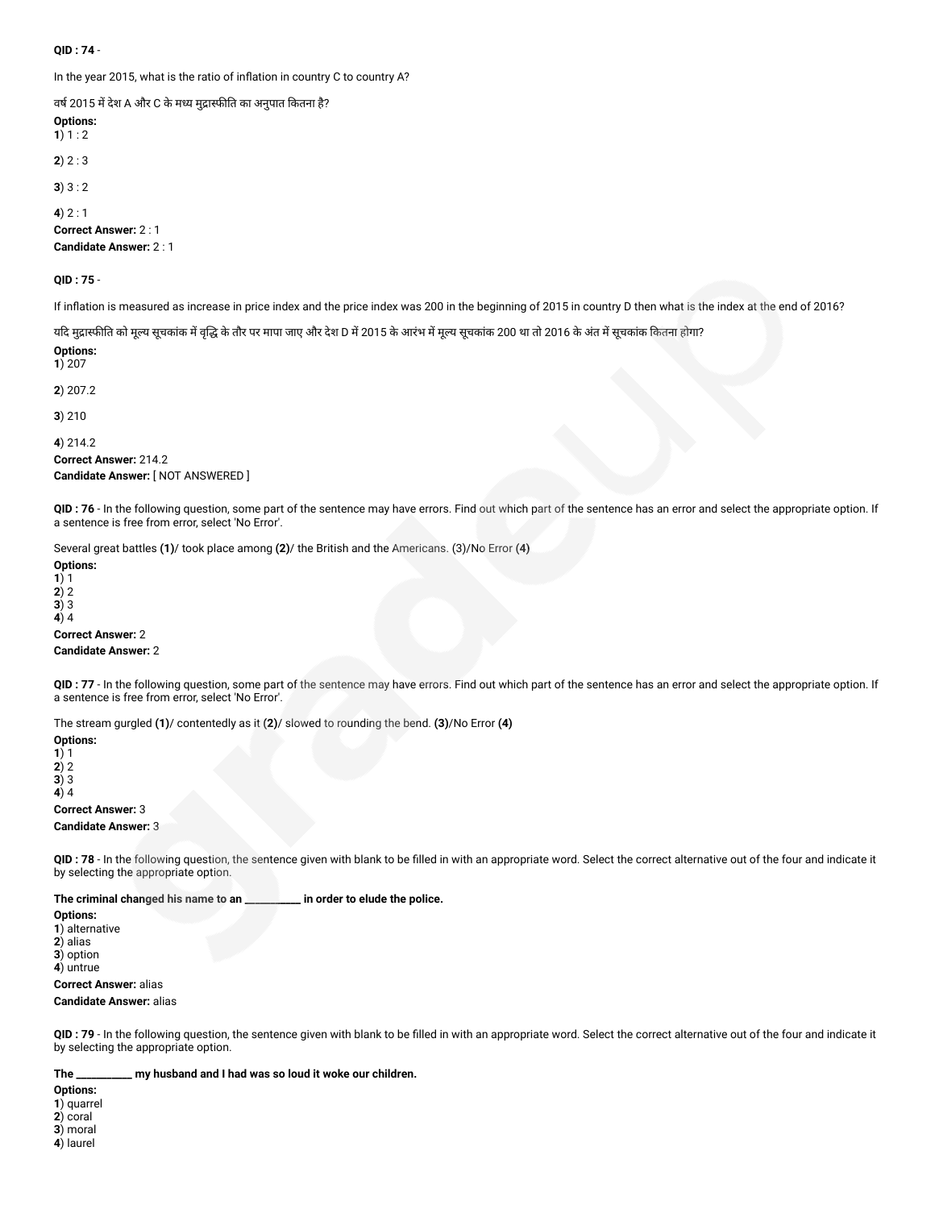**QID : 74** -

In the year 2015, what is the ratio of inflation in country C to country A?

वर्ष 2015 में देश A और C के मध्य मुद्रास्फीति का अनुपात कितना है?

**Options:**
**1**) 1 : 2

**2**) 2 : 3

**3**) 3 : 2

**4**) 2 : 1

**Correct Answer:** 2 : 1
**Candidate Answer:** 2 : 1

**QID : 75** -

If inflation is measured as increase in price index and the price index was 200 in the beginning of 2015 in country D then what is the index at the end of 2016?

यदि मुद्रास्फीति को मूल्य सूचकांक में वृद्धि के तौर पर मापा जाए और देश D में 2015 के आरंभ में मूल्य सूचकांक 200 था तो 2016 के अंत में सूचकांक कितना होगा?

**Options:**
**1**) 207

**2**) 207.2

**3**) 210

**4**) 214.2

**Correct Answer:** 214.2
**Candidate Answer:** [ NOT ANSWERED ]

**QID : 76** - In the following question, some part of the sentence may have errors. Find out which part of the sentence has an error and select the appropriate option. If a sentence is free from error, select 'No Error'.

Several great battles **(1)**/ took place among **(2)**/ the British and the Americans. (3)/No Error **(4)**

**Options:**
**1**) 1
**2**) 2
**3**) 3
**4**) 4

**Correct Answer:** 2
**Candidate Answer:** 2

**QID : 77** - In the following question, some part of the sentence may have errors. Find out which part of the sentence has an error and select the appropriate option. If a sentence is free from error, select 'No Error'.

The stream gurgled **(1)**/ contentedly as it (**2**)/ slowed to rounding the bend. **(3)**/No Error **(4)**

**Options:**
**1**) 1
**2**) 2
**3**) 3
**4**) 4

**Correct Answer:** 3
**Candidate Answer:** 3

**QID : 78** - In the following question, the sentence given with blank to be filled in with an appropriate word. Select the correct alternative out of the four and indicate it by selecting the appropriate option.

**The criminal changed his name to an __________ in order to elude the police.**

**Options:**
**1**) alternative
**2**) alias
**3**) option
**4**) untrue

**Correct Answer:** alias
**Candidate Answer:** alias

**QID : 79** - In the following question, the sentence given with blank to be filled in with an appropriate word. Select the correct alternative out of the four and indicate it by selecting the appropriate option.

**The __________ my husband and I had was so loud it woke our children.**

**Options:**
**1**) quarrel
**2**) coral
**3**) moral
**4**) laurel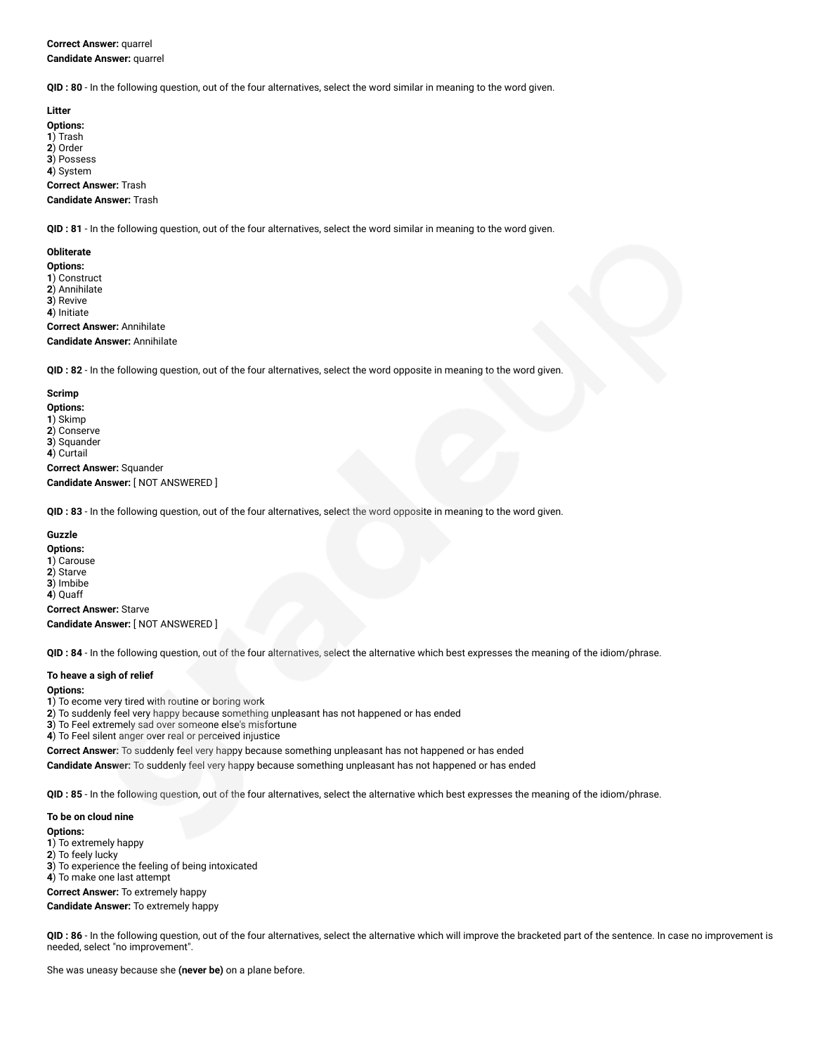**Correct Answer:** quarrel
**Candidate Answer:** quarrel

**QID : 80** - In the following question, out of the four alternatives, select the word similar in meaning to the word given.

**Litter**

**Options:**
**1**) Trash
**2**) Order
**3**) Possess
**4**) System

**Correct Answer:** Trash
**Candidate Answer:** Trash

**QID : 81** - In the following question, out of the four alternatives, select the word similar in meaning to the word given.

**Obliterate**

**Options:**
**1**) Construct
**2**) Annihilate
**3**) Revive
**4**) Initiate

**Correct Answer:** Annihilate
**Candidate Answer:** Annihilate

**QID : 82** - In the following question, out of the four alternatives, select the word opposite in meaning to the word given.

**Scrimp**

**Options:**
**1**) Skimp
**2**) Conserve
**3**) Squander
**4**) Curtail

**Correct Answer:** Squander
**Candidate Answer:** [ NOT ANSWERED ]

**QID : 83** - In the following question, out of the four alternatives, select the word opposite in meaning to the word given.

**Guzzle**

**Options:**
**1**) Carouse
**2**) Starve
**3**) Imbibe
**4**) Quaff

**Correct Answer:** Starve
**Candidate Answer:** [ NOT ANSWERED ]

**QID : 84** - In the following question, out of the four alternatives, select the alternative which best expresses the meaning of the idiom/phrase.

**To heave a sigh of relief**

**Options:**
**1**) To ecome very tired with routine or boring work
**2**) To suddenly feel very happy because something unpleasant has not happened or has ended
**3**) To Feel extremely sad over someone else's misfortune
**4**) To Feel silent anger over real or perceived injustice

**Correct Answer:** To suddenly feel very happy because something unpleasant has not happened or has ended
**Candidate Answer:** To suddenly feel very happy because something unpleasant has not happened or has ended

**QID : 85** - In the following question, out of the four alternatives, select the alternative which best expresses the meaning of the idiom/phrase.

**To be on cloud nine**

**Options:**
**1**) To extremely happy
**2**) To feely lucky
**3**) To experience the feeling of being intoxicated
**4**) To make one last attempt

**Correct Answer:** To extremely happy
**Candidate Answer:** To extremely happy

**QID : 86** - In the following question, out of the four alternatives, select the alternative which will improve the bracketed part of the sentence. In case no improvement is needed, select "no improvement".

She was uneasy because she **(never be)** on a plane before.